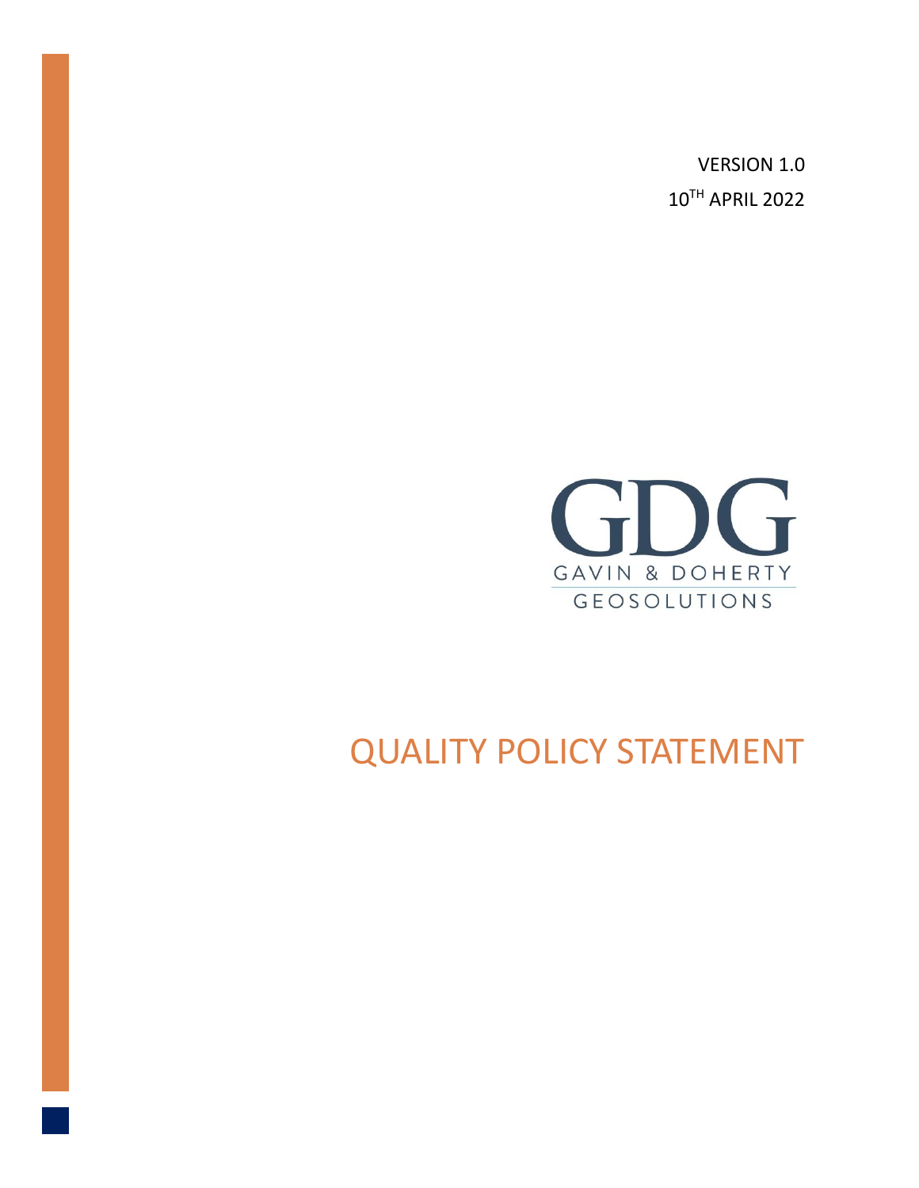VERSION 1.0

10TH APRIL 2022

GDG

GAVIN & DOHERTY

GEOSOLUTIONS

# QUALITY POLICY STATEMENT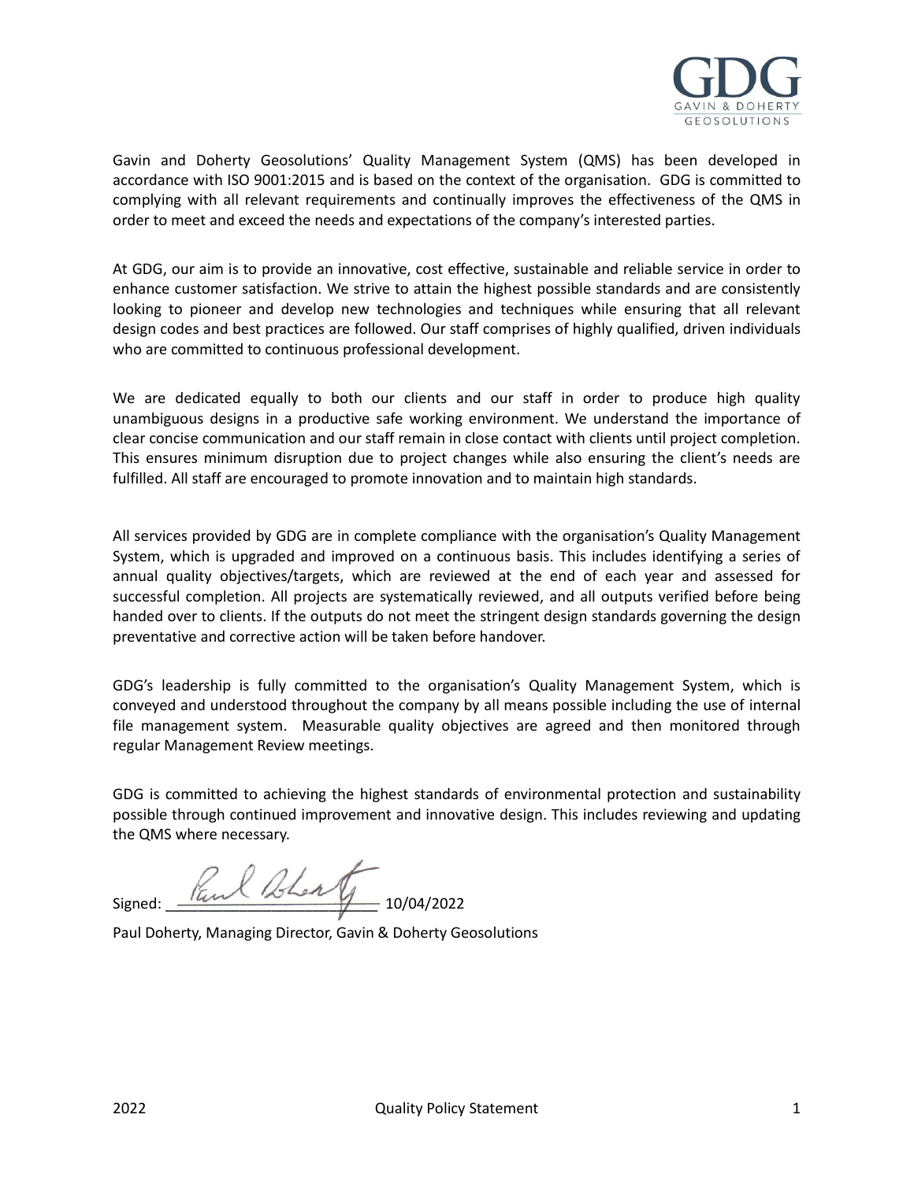Gavin and Doherty Geosolutions' Quality Management System (QMS) has been developed in accordance with ISO 9001:2015 and is based on the context of the organisation. GDG is committed to complying with all relevant requirements and continually improves the effectiveness of the QMS in order to meet and exceed the needs and expectations of the company's interested parties.

At GDG, our aim is to provide an innovative, cost effective, sustainable and reliable service in order to enhance customer satisfaction. We strive to attain the highest possible standards and are consistently looking to pioneer and develop new technologies and techniques while ensuring that all relevant design codes and best practices are followed. Our staff comprises of highly qualified, driven individuals who are committed to continuous professional development.

We are dedicated equally to both our clients and our staff in order to produce high quality unambiguous designs in a productive safe working environment. We understand the importance of clear concise communication and our staff remain in close contact with clients until project completion. This ensures minimum disruption due to project changes while also ensuring the client's needs are fulfilled. All staff are encouraged to promote innovation and to maintain high standards.

All services provided by GDG are in complete compliance with the organisation's Quality Management System, which is upgraded and improved on a continuous basis. This includes identifying a series of annual quality objectives/targets, which are reviewed at the end of each year and assessed for successful completion. All projects are systematically reviewed, and all outputs verified before being handed over to clients. If the outputs do not meet the stringent design standards governing the design preventative and corrective action will be taken before handover.

GDG's leadership is fully committed to the organisation's Quality Management System, which is conveyed and understood throughout the company by all means possible including the use of internal file management system. Measurable quality objectives are agreed and then monitored through regular Management Review meetings.

GDG is committed to achieving the highest standards of environmental protection and sustainability possible through continued improvement and innovative design. This includes reviewing and updating the QMS where necessary.

Signed: Paul Doherty 10/04/2022

Paul Doherty, Managing Director, Gavin & Doherty Geosolutions